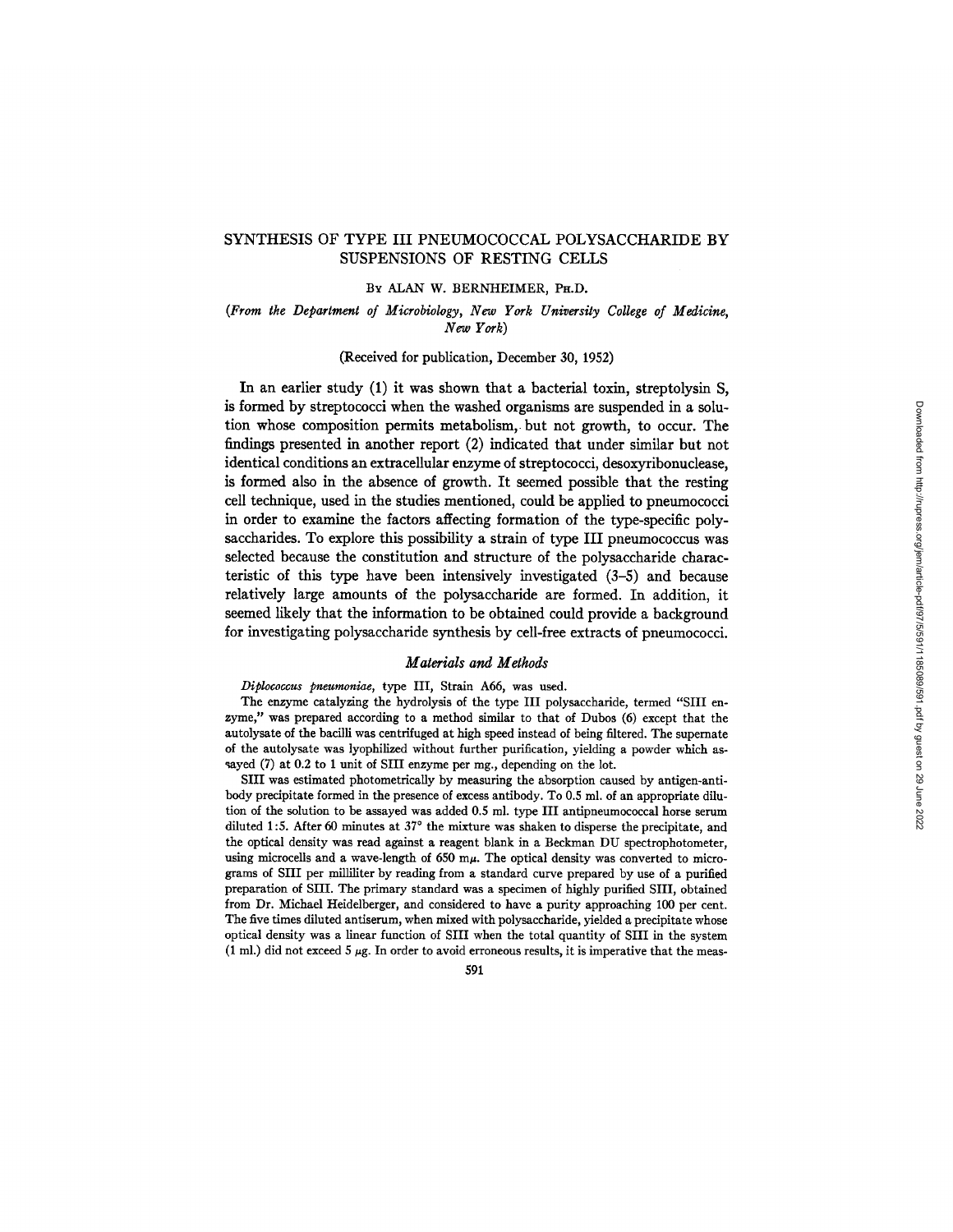# SYNTHESIS OF TYPE III PNEUMOCOCCAL POLYSACCHARIDE BY SUSPENSIONS OF RESTING CELLS

By ALAN W. BERNHEIMER, Ph.D.

*(From the Department of Microbiology, New York University College of Medicine, New York)*

(Received for publication, December 30, 1952)

In an earlier study (1) it was shown that a bacterial toxin, streptolysin S, is formed by streptococci when the washed organisms are suspended in a solution whose composition permits metabolism, but not growth, to occur. The findings presented in another report (2) indicated that under similar but not identical conditions an extracellular enzyme of streptococci, desoxyribonuclease, is formed also in the absence of growth. It seemed possible that the resting cell technique, used in the studies mentioned, could be applied to pneumococci in order to examine the factors affecting formation of the type-specific polysaccharides. To explore this possibility a strain of type III pneumococcus was selected because the constitution and structure of the polysaccharide characteristic of this type have been intensively investigated (3–5) and because relatively large amounts of the polysaccharide are formed. In addition, it seemed likely that the information to be obtained could provide a background for investigating polysaccharide synthesis by cell-free extracts of pneumococci.

## *Materials and Methods*

*Diplococcus pneumoniae*, type III, Strain A66, was used.

The enzyme catalyzing the hydrolysis of the type III polysaccharide, termed "SIII enzyme," was prepared according to a method similar to that of Dubos (6) except that the autolysate of the bacilli was centrifuged at high speed instead of being filtered. The supernate of the autolysate was lyophilized without further purification, yielding a powder which assayed (7) at 0.2 to 1 unit of SIII enzyme per mg., depending on the lot.

SIII was estimated photometrically by measuring the absorption caused by antigen-antibody precipitate formed in the presence of excess antibody. To 0.5 ml. of an appropriate dilution of the solution to be assayed was added 0.5 ml. type III antipneumococcal horse serum diluted 1:5. After 60 minutes at 37° the mixture was shaken to disperse the precipitate, and the optical density was read against a reagent blank in a Beckman DU spectrophotometer, using microcells and a wave-length of 650 m$\mu$. The optical density was converted to micrograms of SIII per milliliter by reading from a standard curve prepared by use of a purified preparation of SIII. The primary standard was a specimen of highly purified SIII, obtained from Dr. Michael Heidelberger, and considered to have a purity approaching 100 per cent. The five times diluted antiserum, when mixed with polysaccharide, yielded a precipitate whose optical density was a linear function of SIII when the total quantity of SIII in the system (1 ml.) did not exceed 5 $\mu$g. In order to avoid erroneous results, it is imperative that the meas-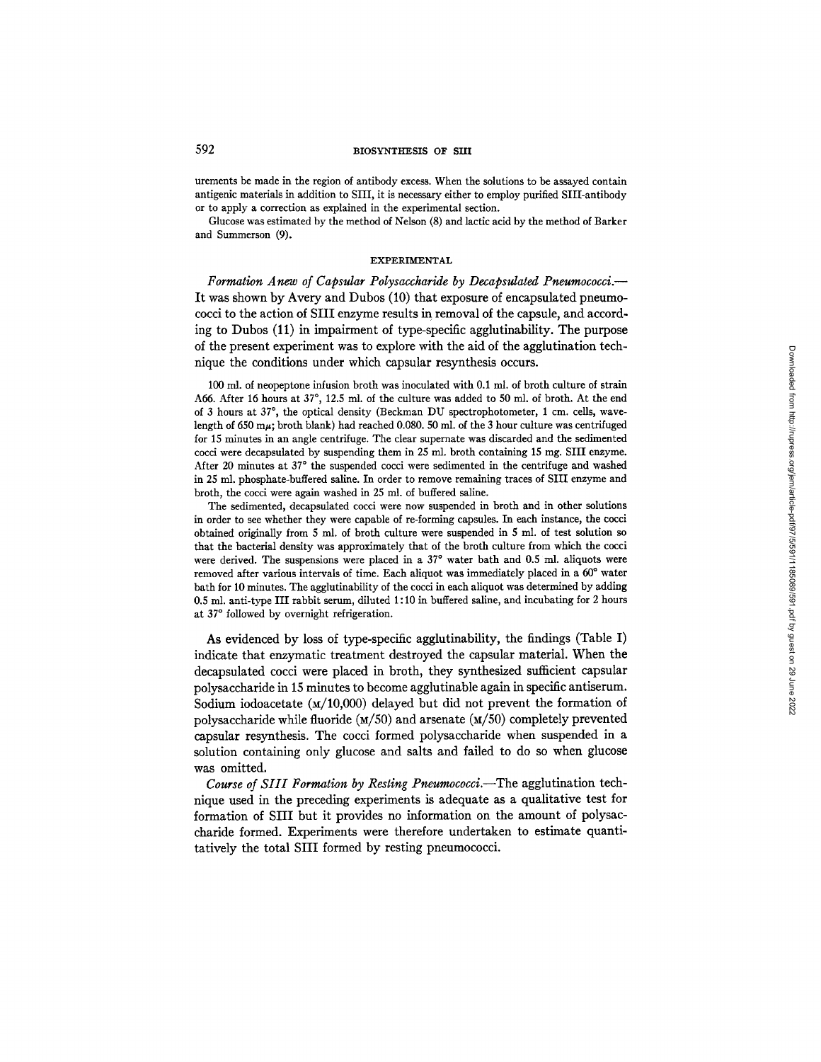urements be made in the region of antibody excess. When the solutions to be assayed contain antigenic materials in addition to SIII, it is necessary either to employ purified SIII-antibody or to apply a correction as explained in the experimental section.

Glucose was estimated by the method of Nelson (8) and lactic acid by the method of Barker and Summerson (9).

## EXPERIMENTAL

*Formation Anew of Capsular Polysaccharide by Decapsulated Pneumococci.*—It was shown by Avery and Dubos (10) that exposure of encapsulated pneumococci to the action of SIII enzyme results in removal of the capsule, and according to Dubos (11) in impairment of type-specific agglutinability. The purpose of the present experiment was to explore with the aid of the agglutination technique the conditions under which capsular resynthesis occurs.

100 ml. of neopeptone infusion broth was inoculated with 0.1 ml. of broth culture of strain A66. After 16 hours at 37°, 12.5 ml. of the culture was added to 50 ml. of broth. At the end of 3 hours at 37°, the optical density (Beckman DU spectrophotometer, 1 cm. cells, wavelength of 650 mμ; broth blank) had reached 0.080. 50 ml. of the 3 hour culture was centrifuged for 15 minutes in an angle centrifuge. The clear supernate was discarded and the sedimented cocci were decapsulated by suspending them in 25 ml. broth containing 15 mg. SIII enzyme. After 20 minutes at 37° the suspended cocci were sedimented in the centrifuge and washed in 25 ml. phosphate-buffered saline. In order to remove remaining traces of SIII enzyme and broth, the cocci were again washed in 25 ml. of buffered saline.

The sedimented, decapsulated cocci were now suspended in broth and in other solutions in order to see whether they were capable of re-forming capsules. In each instance, the cocci obtained originally from 5 ml. of broth culture were suspended in 5 ml. of test solution so that the bacterial density was approximately that of the broth culture from which the cocci were derived. The suspensions were placed in a 37° water bath and 0.5 ml. aliquots were removed after various intervals of time. Each aliquot was immediately placed in a 60° water bath for 10 minutes. The agglutinability of the cocci in each aliquot was determined by adding 0.5 ml. anti-type III rabbit serum, diluted 1:10 in buffered saline, and incubating for 2 hours at 37° followed by overnight refrigeration.

As evidenced by loss of type-specific agglutinability, the findings (Table I) indicate that enzymatic treatment destroyed the capsular material. When the decapsulated cocci were placed in broth, they synthesized sufficient capsular polysaccharide in 15 minutes to become agglutinable again in specific antiserum. Sodium iodoacetate (M/10,000) delayed but did not prevent the formation of polysaccharide while fluoride (M/50) and arsenate (M/50) completely prevented capsular resynthesis. The cocci formed polysaccharide when suspended in a solution containing only glucose and salts and failed to do so when glucose was omitted.

*Course of SIII Formation by Resting Pneumococci.*—The agglutination technique used in the preceding experiments is adequate as a qualitative test for formation of SIII but it provides no information on the amount of polysaccharide formed. Experiments were therefore undertaken to estimate quantitatively the total SIII formed by resting pneumococci.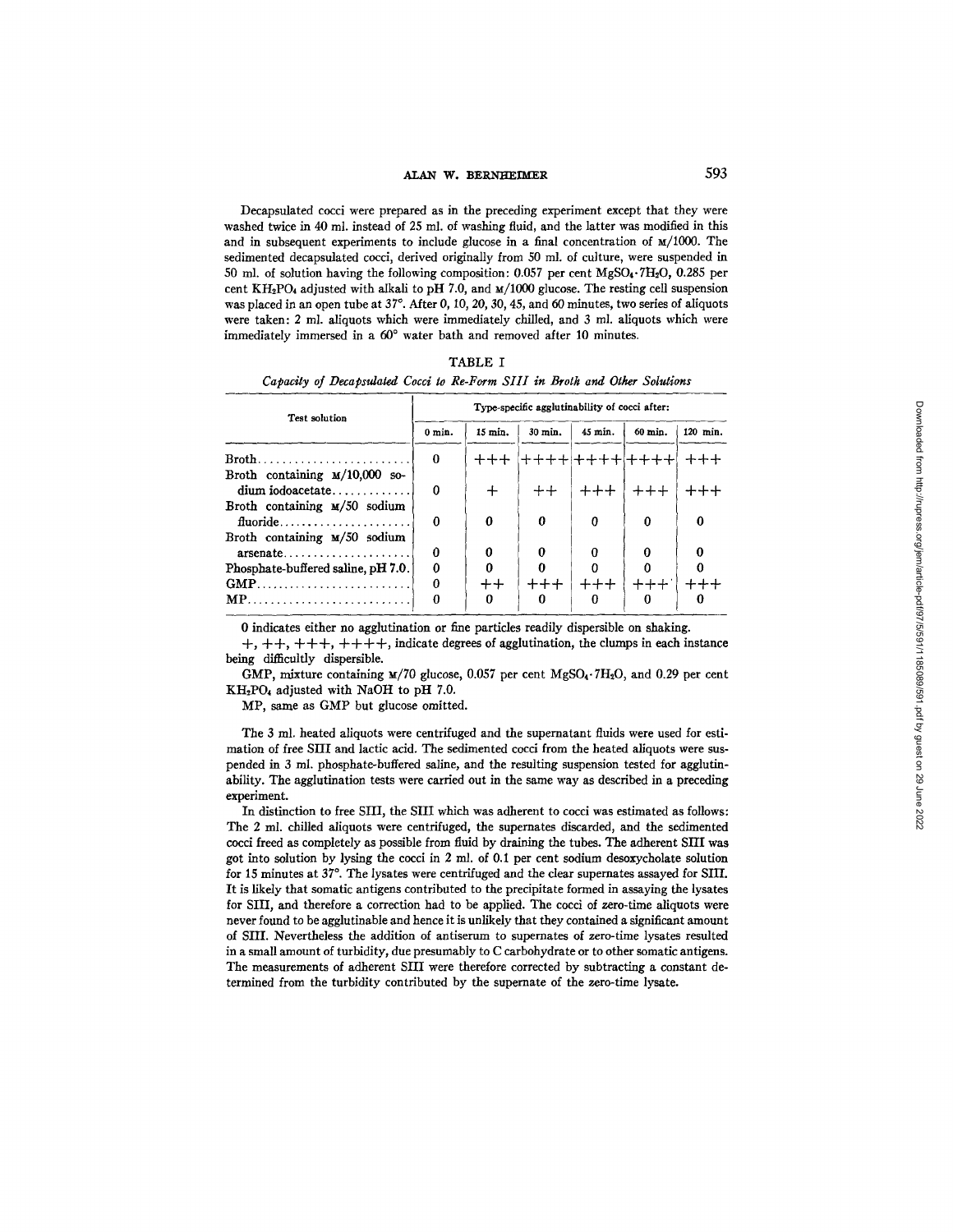Decapsulated cocci were prepared as in the preceding experiment except that they were washed twice in 40 ml. instead of 25 ml. of washing fluid, and the latter was modified in this and in subsequent experiments to include glucose in a final concentration of M/1000. The sedimented decapsulated cocci, derived originally from 50 ml. of culture, were suspended in 50 ml. of solution having the following composition: 0.057 per cent $MgSO_4 \cdot 7H_2O$, 0.285 per cent $KH_2PO_4$ adjusted with alkali to pH 7.0, and M/1000 glucose. The resting cell suspension was placed in an open tube at 37°. After 0, 10, 20, 30, 45, and 60 minutes, two series of aliquots were taken: 2 ml. aliquots which were immediately chilled, and 3 ml. aliquots which were immediately immersed in a 60° water bath and removed after 10 minutes.

TABLE I

*Capacity of Decapsulated Cocci to Re-Form SIII in Broth and Other Solutions*

| Test solution | Type-specific agglutinability of cocci after: | | | | | |
|---|---|---|---|---|---|---|
| | 0 min. | 15 min. | 30 min. | 45 min. | 60 min. | 120 min. |
| Broth | 0 | +++ | ++++ | ++++ | ++++ | +++ |
| Broth containing M/10,000 sodium iodoacetate | 0 | + | ++ | +++ | +++ | +++ |
| Broth containing M/50 sodium fluoride | 0 | 0 | 0 | 0 | 0 | 0 |
| Broth containing M/50 sodium arsenate | 0 | 0 | 0 | 0 | 0 | 0 |
| Phosphate-buffered saline, pH 7.0 | 0 | 0 | 0 | 0 | 0 | 0 |
| GMP | 0 | ++ | +++ | +++ | +++ | +++ |
| MP | 0 | 0 | 0 | 0 | 0 | 0 |

0 indicates either no agglutination or fine particles readily dispersible on shaking.

+, ++, +++, ++++, indicate degrees of agglutination, the clumps in each instance being difficultly dispersible.

GMP, mixture containing M/70 glucose, 0.057 per cent $MgSO_4 \cdot 7H_2O$, and 0.29 per cent $KH_2PO_4$ adjusted with NaOH to pH 7.0.

MP, same as GMP but glucose omitted.

The 3 ml. heated aliquots were centrifuged and the supernatant fluids were used for estimation of free SIII and lactic acid. The sedimented cocci from the heated aliquots were suspended in 3 ml. phosphate-buffered saline, and the resulting suspension tested for agglutinability. The agglutination tests were carried out in the same way as described in a preceding experiment.

In distinction to free SIII, the SIII which was adherent to cocci was estimated as follows: The 2 ml. chilled aliquots were centrifuged, the supernates discarded, and the sedimented cocci freed as completely as possible from fluid by draining the tubes. The adherent SIII was got into solution by lysing the cocci in 2 ml. of 0.1 per cent sodium desoxycholate solution for 15 minutes at 37°. The lysates were centrifuged and the clear supernates assayed for SIII. It is likely that somatic antigens contributed to the precipitate formed in assaying the lysates for SIII, and therefore a correction had to be applied. The cocci of zero-time aliquots were never found to be agglutinable and hence it is unlikely that they contained a significant amount of SIII. Nevertheless the addition of antiserum to supernates of zero-time lysates resulted in a small amount of turbidity, due presumably to C carbohydrate or to other somatic antigens. The measurements of adherent SIII were therefore corrected by subtracting a constant determined from the turbidity contributed by the supernate of the zero-time lysate.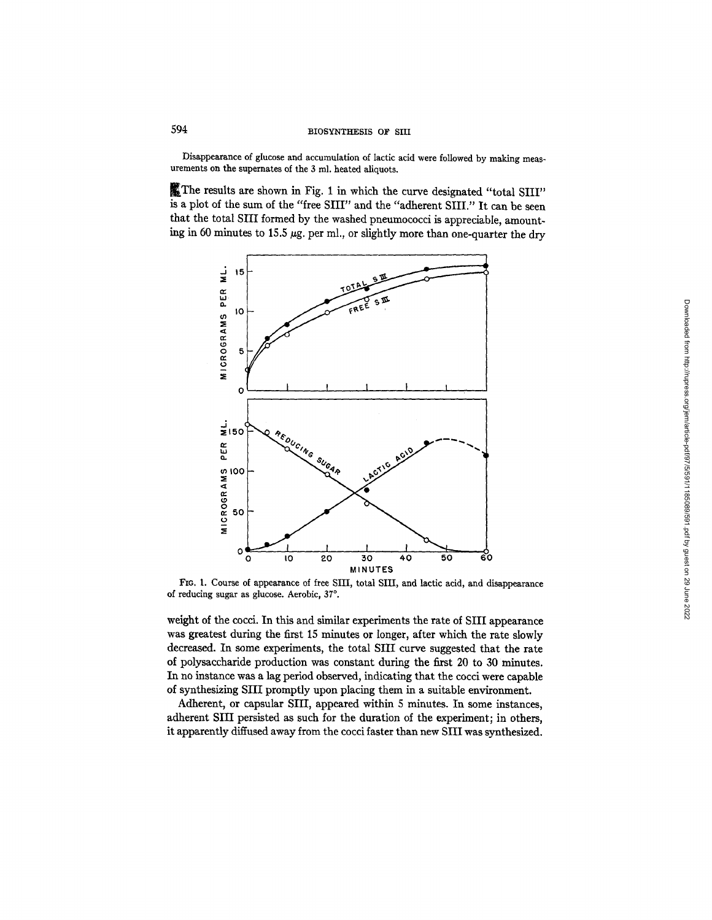Disappearance of glucose and accumulation of lactic acid were followed by making measurements on the supernates of the 3 ml. heated aliquots.

The results are shown in Fig. 1 in which the curve designated "total SIII" is a plot of the sum of the "free SIII" and the "adherent SIII." It can be seen that the total SIII formed by the washed pneumococci is appreciable, amounting in 60 minutes to 15.5 $\mu$g. per ml., or slightly more than one-quarter the dry weight of the cocci. In this and similar experiments the rate of SIII appearance was greatest during the first 15 minutes or longer, after which the rate slowly decreased. In some experiments, the total SIII curve suggested that the rate of polysaccharide production was constant during the first 20 to 30 minutes. In no instance was a lag period observed, indicating that the cocci were capable of synthesizing SIII promptly upon placing them in a suitable environment.

FIG. 1. Course of appearance of free SIII, total SIII, and lactic acid, and disappearance of reducing sugar as glucose. Aerobic, 37°.

Adherent, or capsular SIII, appeared within 5 minutes. In some instances, adherent SIII persisted as such for the duration of the experiment; in others, it apparently diffused away from the cocci faster than new SIII was synthesized.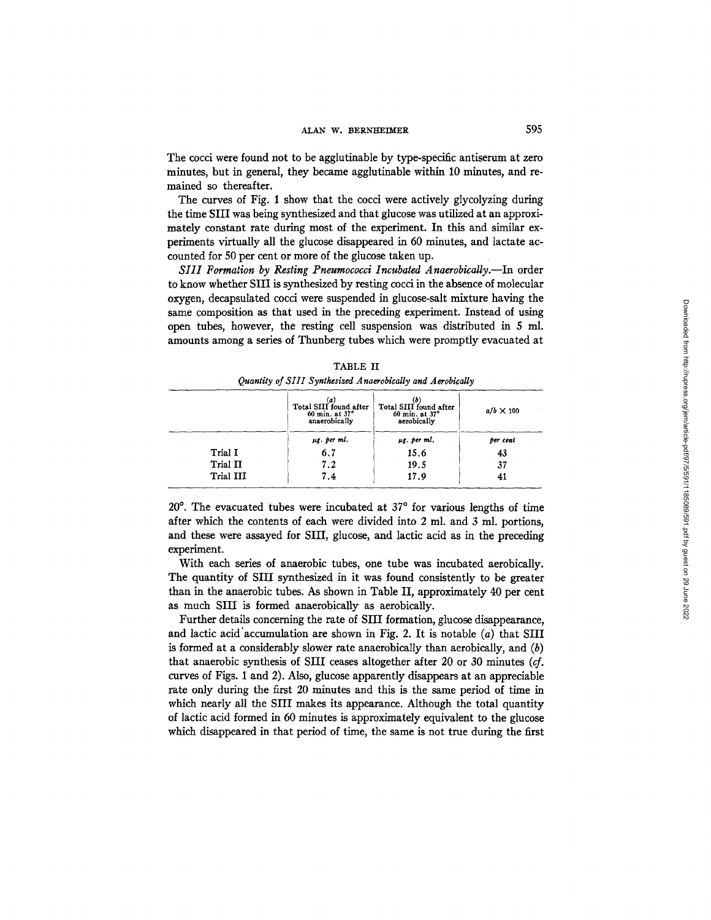The cocci were found not to be agglutinable by type-specific antiserum at zero minutes, but in general, they became agglutinable within 10 minutes, and remained so thereafter.

The curves of Fig. 1 show that the cocci were actively glycolyzing during the time SIII was being synthesized and that glucose was utilized at an approximately constant rate during most of the experiment. In this and similar experiments virtually all the glucose disappeared in 60 minutes, and lactate accounted for 50 per cent or more of the glucose taken up.

*SIII Formation by Resting Pneumococci Incubated Anaerobically.*—In order to know whether SIII is synthesized by resting cocci in the absence of molecular oxygen, decapsulated cocci were suspended in glucose-salt mixture having the same composition as that used in the preceding experiment. Instead of using open tubes, however, the resting cell suspension was distributed in 5 ml. amounts among a series of Thunberg tubes which were promptly evacuated at 20°. The evacuated tubes were incubated at 37° for various lengths of time after which the contents of each were divided into 2 ml. and 3 ml. portions, and these were assayed for SIII, glucose, and lactic acid as in the preceding experiment.

TABLE II

*Quantity of SIII Synthesized Anaerobically and Aerobically*

| | (a) Total SIII found after 60 min. at 37° anaerobically | (b) Total SIII found after 60 min. at 37° aerobically | $a/b \times 100$ |
|---|---|---|---|
| | *µg. per ml.* | *µg. per ml.* | *per cent* |
| Trial I | 6.7 | 15.6 | 43 |
| Trial II | 7.2 | 19.5 | 37 |
| Trial III | 7.4 | 17.9 | 41 |

With each series of anaerobic tubes, one tube was incubated aerobically. The quantity of SIII synthesized in it was found consistently to be greater than in the anaerobic tubes. As shown in Table II, approximately 40 per cent as much SIII is formed anaerobically as aerobically.

Further details concerning the rate of SIII formation, glucose disappearance, and lactic acid accumulation are shown in Fig. 2. It is notable (*a*) that SIII is formed at a considerably slower rate anaerobically than aerobically, and (*b*) that anaerobic synthesis of SIII ceases altogether after 20 or 30 minutes (*cf.* curves of Figs. 1 and 2). Also, glucose apparently disappears at an appreciable rate only during the first 20 minutes and this is the same period of time in which nearly all the SIII makes its appearance. Although the total quantity of lactic acid formed in 60 minutes is approximately equivalent to the glucose which disappeared in that period of time, the same is not true during the first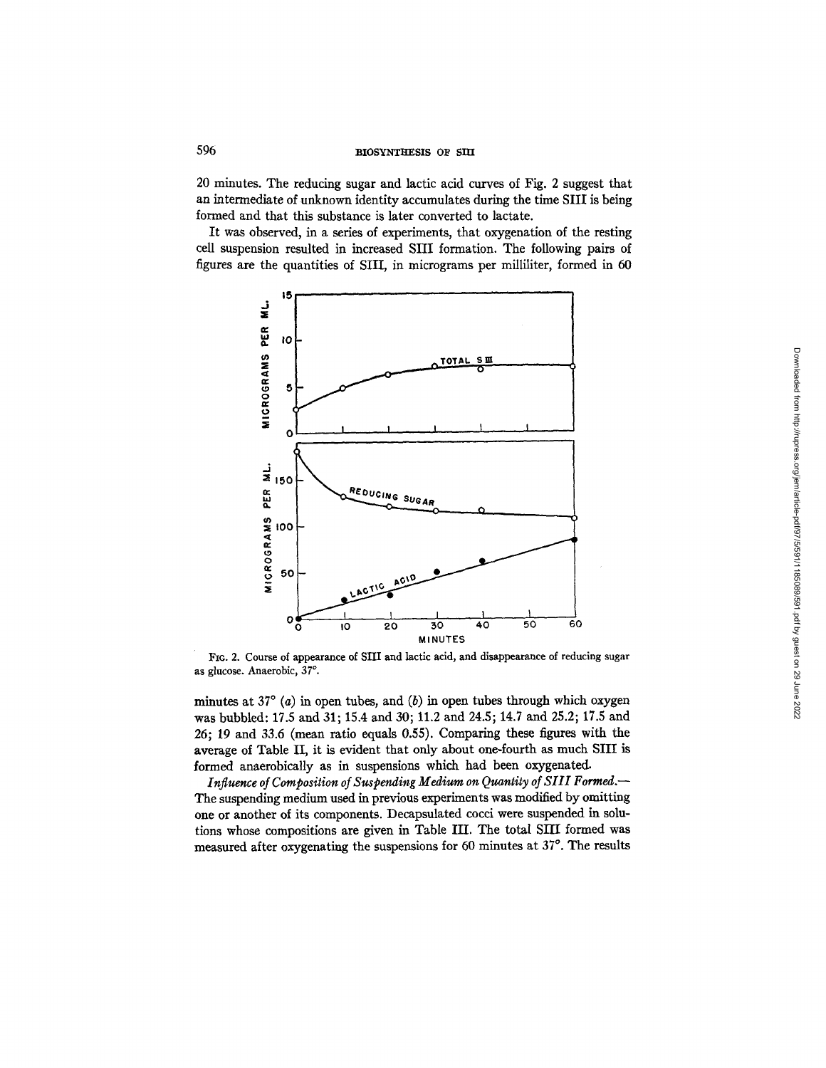20 minutes. The reducing sugar and lactic acid curves of Fig. 2 suggest that an intermediate of unknown identity accumulates during the time SIII is being formed and that this substance is later converted to lactate.

It was observed, in a series of experiments, that oxygenation of the resting cell suspension resulted in increased SIII formation. The following pairs of figures are the quantities of SIII, in micrograms per milliliter, formed in 60 minutes at 37° (*a*) in open tubes, and (*b*) in open tubes through which oxygen was bubbled: 17.5 and 31; 15.4 and 30; 11.2 and 24.5; 14.7 and 25.2; 17.5 and 26; 19 and 33.6 (mean ratio equals 0.55). Comparing these figures with the average of Table II, it is evident that only about one-fourth as much SIII is formed anaerobically as in suspensions which had been oxygenated.

FIG. 2. Course of appearance of SIII and lactic acid, and disappearance of reducing sugar as glucose. Anaerobic, 37°.

*Influence of Composition of Suspending Medium on Quantity of SIII Formed.*— The suspending medium used in previous experiments was modified by omitting one or another of its components. Decapsulated cocci were suspended in solutions whose compositions are given in Table III. The total SIII formed was measured after oxygenating the suspensions for 60 minutes at 37°. The results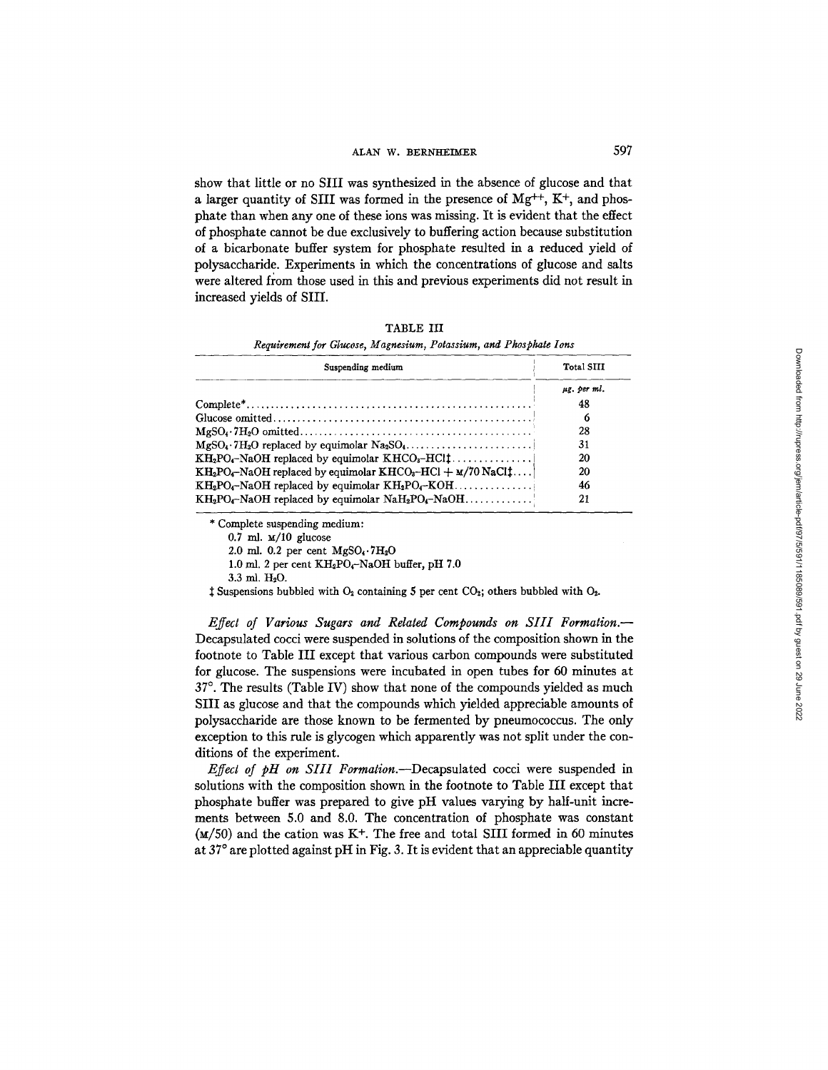show that little or no SIII was synthesized in the absence of glucose and that a larger quantity of SIII was formed in the presence of $Mg^{++}$, $K^{+}$, and phosphate than when any one of these ions was missing. It is evident that the effect of phosphate cannot be due exclusively to buffering action because substitution of a bicarbonate buffer system for phosphate resulted in a reduced yield of polysaccharide. Experiments in which the concentrations of glucose and salts were altered from those used in this and previous experiments did not result in increased yields of SIII.

TABLE III

*Requirement for Glucose, Magnesium, Potassium, and Phosphate Ions*

| Suspending medium | Total SIII |
|---|---|
| | *µg. per ml.* |
| Complete* | 48 |
| Glucose omitted | 6 |
| $MgSO_4 \cdot 7H_2O$ omitted | 28 |
| $MgSO_4 \cdot 7H_2O$ replaced by equimolar $Na_2SO_4$ | 31 |
| $KH_2PO_4$–NaOH replaced by equimolar $KHCO_3$–HCl‡ | 20 |
| $KH_2PO_4$–NaOH replaced by equimolar $KHCO_3$–HCl + M/70 NaCl‡ | 20 |
| $KH_2PO_4$–NaOH replaced by equimolar $KH_2PO_4$–KOH | 46 |
| $KH_2PO_4$–NaOH replaced by equimolar $NaH_2PO_4$–NaOH | 21 |

\* Complete suspending medium:
0.7 ml. M/10 glucose
2.0 ml. 0.2 per cent $MgSO_4 \cdot 7H_2O$
1.0 ml. 2 per cent $KH_2PO_4$–NaOH buffer, pH 7.0
3.3 ml. $H_2O$.

‡ Suspensions bubbled with $O_2$ containing 5 per cent $CO_2$; others bubbled with $O_2$.

*Effect of Various Sugars and Related Compounds on SIII Formation.*—Decapsulated cocci were suspended in solutions of the composition shown in the footnote to Table III except that various carbon compounds were substituted for glucose. The suspensions were incubated in open tubes for 60 minutes at 37°. The results (Table IV) show that none of the compounds yielded as much SIII as glucose and that the compounds which yielded appreciable amounts of polysaccharide are those known to be fermented by pneumococcus. The only exception to this rule is glycogen which apparently was not split under the conditions of the experiment.

*Effect of pH on SIII Formation.*—Decapsulated cocci were suspended in solutions with the composition shown in the footnote to Table III except that phosphate buffer was prepared to give pH values varying by half-unit increments between 5.0 and 8.0. The concentration of phosphate was constant (M/50) and the cation was $K^{+}$. The free and total SIII formed in 60 minutes at 37° are plotted against pH in Fig. 3. It is evident that an appreciable quantity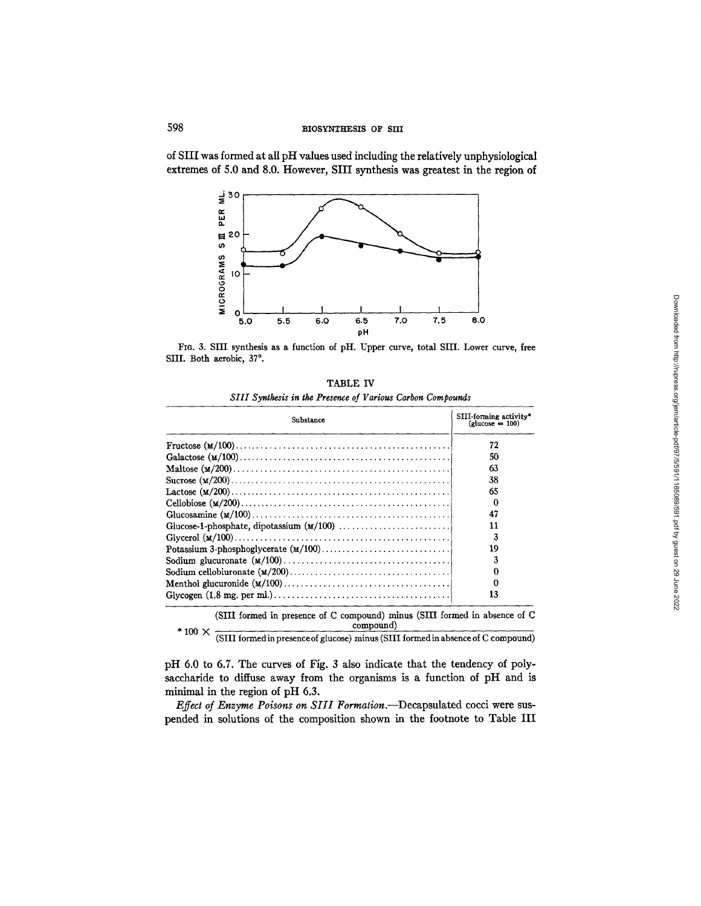of SIII was formed at all pH values used including the relatively unphysiological extremes of 5.0 and 8.0. However, SIII synthesis was greatest in the region of

FIG. 3. SIII synthesis as a function of pH. Upper curve, total SIII. Lower curve, free SIII. Both aerobic, 37°.

TABLE IV

*SIII Synthesis in the Presence of Various Carbon Compounds*

| Substance | SIII-forming activity* (glucose = 100) |
|---|---|
| Fructose (M/100) | 72 |
| Galactose (M/100) | 50 |
| Maltose (M/200) | 63 |
| Sucrose (M/200) | 38 |
| Lactose (M/200) | 65 |
| Cellobiose (M/200) | 0 |
| Glucosamine (M/100) | 47 |
| Glucose-1-phosphate, dipotassium (M/100) | 11 |
| Glycerol (M/100) | 3 |
| Potassium 3-phosphoglycerate (M/100) | 19 |
| Sodium glucuronate (M/100) | 3 |
| Sodium cellobiuronate (M/200) | 0 |
| Menthol glucuronide (M/100) | 0 |
| Glycogen (1.8 mg. per ml.) | 13 |

$$* 100 \times \frac{\text{(SIII formed in presence of C compound) minus (SIII formed in absence of C compound)}}{\text{(SIII formed in presence of glucose) minus (SIII formed in absence of C compound)}}$$

pH 6.0 to 6.7. The curves of Fig. 3 also indicate that the tendency of polysaccharide to diffuse away from the organisms is a function of pH and is minimal in the region of pH 6.3.

*Effect of Enzyme Poisons on SIII Formation.*—Decapsulated cocci were suspended in solutions of the composition shown in the footnote to Table III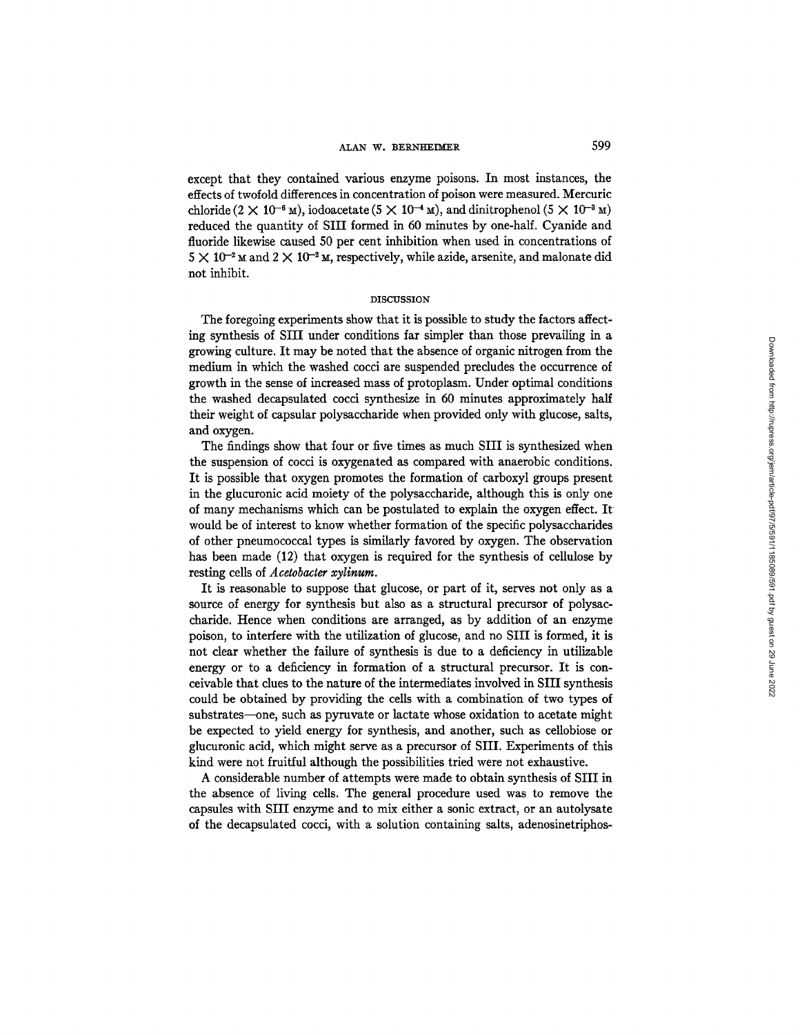except that they contained various enzyme poisons. In most instances, the effects of twofold differences in concentration of poison were measured. Mercuric chloride ($2 \times 10^{-6}$ M), iodoacetate ($5 \times 10^{-4}$ M), and dinitrophenol ($5 \times 10^{-3}$ M) reduced the quantity of SIII formed in 60 minutes by one-half. Cyanide and fluoride likewise caused 50 per cent inhibition when used in concentrations of $5 \times 10^{-2}$ M and $2 \times 10^{-2}$ M, respectively, while azide, arsenite, and malonate did not inhibit.

## DISCUSSION

The foregoing experiments show that it is possible to study the factors affecting synthesis of SIII under conditions far simpler than those prevailing in a growing culture. It may be noted that the absence of organic nitrogen from the medium in which the washed cocci are suspended precludes the occurrence of growth in the sense of increased mass of protoplasm. Under optimal conditions the washed decapsulated cocci synthesize in 60 minutes approximately half their weight of capsular polysaccharide when provided only with glucose, salts, and oxygen.

The findings show that four or five times as much SIII is synthesized when the suspension of cocci is oxygenated as compared with anaerobic conditions. It is possible that oxygen promotes the formation of carboxyl groups present in the glucuronic acid moiety of the polysaccharide, although this is only one of many mechanisms which can be postulated to explain the oxygen effect. It would be of interest to know whether formation of the specific polysaccharides of other pneumococcal types is similarly favored by oxygen. The observation has been made (12) that oxygen is required for the synthesis of cellulose by resting cells of *Acetobacter xylinum*.

It is reasonable to suppose that glucose, or part of it, serves not only as a source of energy for synthesis but also as a structural precursor of polysaccharide. Hence when conditions are arranged, as by addition of an enzyme poison, to interfere with the utilization of glucose, and no SIII is formed, it is not clear whether the failure of synthesis is due to a deficiency in utilizable energy or to a deficiency in formation of a structural precursor. It is conceivable that clues to the nature of the intermediates involved in SIII synthesis could be obtained by providing the cells with a combination of two types of substrates—one, such as pyruvate or lactate whose oxidation to acetate might be expected to yield energy for synthesis, and another, such as cellobiose or glucuronic acid, which might serve as a precursor of SIII. Experiments of this kind were not fruitful although the possibilities tried were not exhaustive.

A considerable number of attempts were made to obtain synthesis of SIII in the absence of living cells. The general procedure used was to remove the capsules with SIII enzyme and to mix either a sonic extract, or an autolysate of the decapsulated cocci, with a solution containing salts, adenosinetriphos-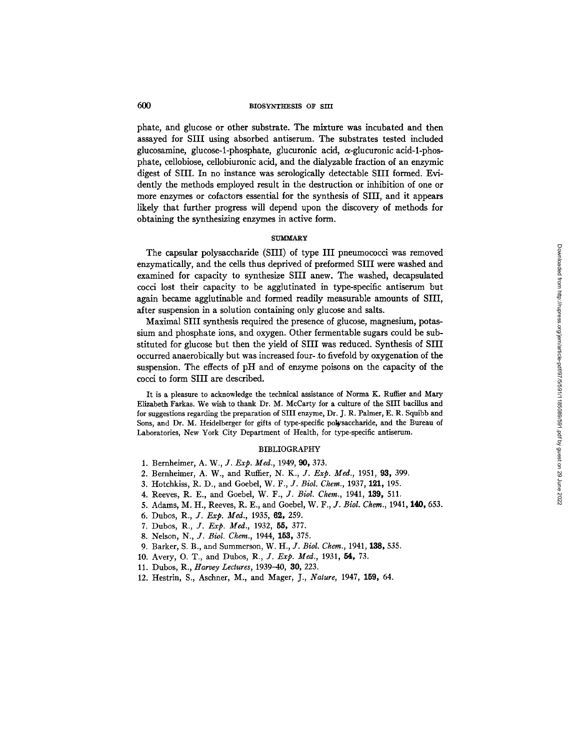phate, and glucose or other substrate. The mixture was incubated and then assayed for SIII using absorbed antiserum. The substrates tested included glucosamine, glucose-1-phosphate, glucuronic acid, $\alpha$-glucuronic acid-1-phosphate, cellobiose, cellobiuronic acid, and the dialyzable fraction of an enzymic digest of SIII. In no instance was serologically detectable SIII formed. Evidently the methods employed result in the destruction or inhibition of one or more enzymes or cofactors essential for the synthesis of SIII, and it appears likely that further progress will depend upon the discovery of methods for obtaining the synthesizing enzymes in active form.

## SUMMARY

The capsular polysaccharide (SIII) of type III pneumococci was removed enzymatically, and the cells thus deprived of preformed SIII were washed and examined for capacity to synthesize SIII anew. The washed, decapsulated cocci lost their capacity to be agglutinated in type-specific antiserum but again became agglutinable and formed readily measurable amounts of SIII, after suspension in a solution containing only glucose and salts.

Maximal SIII synthesis required the presence of glucose, magnesium, potassium and phosphate ions, and oxygen. Other fermentable sugars could be substituted for glucose but then the yield of SIII was reduced. Synthesis of SIII occurred anaerobically but was increased four- to fivefold by oxygenation of the suspension. The effects of pH and of enzyme poisons on the capacity of the cocci to form SIII are described.

It is a pleasure to acknowledge the technical assistance of Norma K. Ruffier and Mary Elizabeth Farkas. We wish to thank Dr. M. McCarty for a culture of the SIII bacillus and for suggestions regarding the preparation of SIII enzyme, Dr. J. R. Palmer, E. R. Squibb and Sons, and Dr. M. Heidelberger for gifts of type-specific polysaccharide, and the Bureau of Laboratories, New York City Department of Health, for type-specific antiserum.

## BIBLIOGRAPHY

1. Bernheimer, A. W., *J. Exp. Med.*, 1949, **90,** 373.
2. Bernheimer, A. W., and Ruffier, N. K., *J. Exp. Med.*, 1951, **93,** 399.
3. Hotchkiss, R. D., and Goebel, W. F., *J. Biol. Chem.*, 1937, **121,** 195.
4. Reeves, R. E., and Goebel, W. F., *J. Biol. Chem.*, 1941, **139,** 511.
5. Adams, M. H., Reeves, R. E., and Goebel, W. F., *J. Biol. Chem.*, 1941, **140,** 653.
6. Dubos, R., *J. Exp. Med.*, 1935, **62,** 259.
7. Dubos, R., *J. Exp. Med.*, 1932, **55,** 377.
8. Nelson, N., *J. Biol. Chem.*, 1944, **153,** 375.
9. Barker, S. B., and Summerson, W. H., *J. Biol. Chem.*, 1941, **138,** 535.
10. Avery, O. T., and Dubos, R., *J. Exp. Med.*, 1931, **54,** 73.
11. Dubos, R., *Harvey Lectures*, 1939–40, **30,** 223.
12. Hestrin, S., Aschner, M., and Mager, J., *Nature*, 1947, **159,** 64.